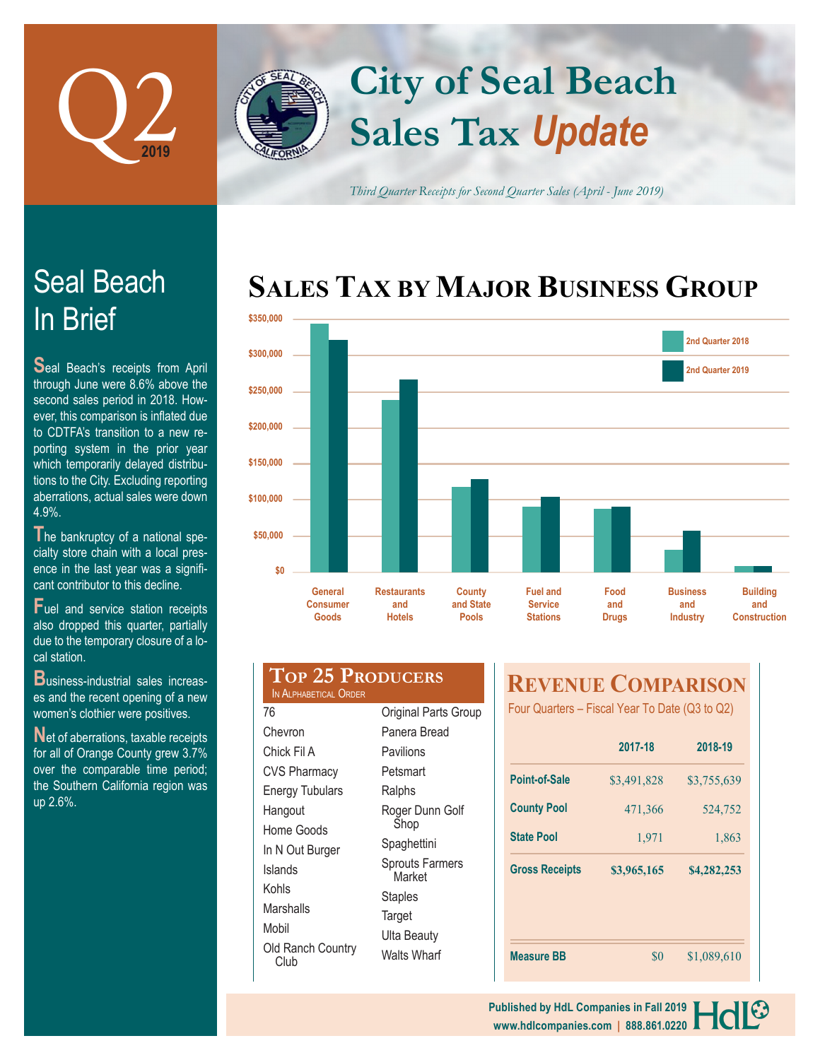# City of Seal Beach Sales Tax *Update*

Q2 2019

*Third Quarter Receipts for Second Quarter Sales (April - June 2019)*

## Seal Beach In Brief

Seal Beach's receipts from April through June were 8.6% above the second sales period in 2018. However, this comparison is inflated due to CDTFA's transition to a new reporting system in the prior year which temporarily delayed distributions to the City. Excluding reporting aberrations, actual sales were down 4.9%.

The bankruptcy of a national specialty store chain with a local presence in the last year was a significant contributor to this decline.

Fuel and service station receipts also dropped this quarter, partially due to the temporary closure of a local station.

Business-industrial sales increases and the recent opening of a new women's clothier were positives.

Net of aberrations, taxable receipts for all of Orange County grew 3.7% over the comparable time period; the Southern California region was up 2.6%.

## Sales Tax by Major Business Group

Legend: 2nd Quarter 2018, 2nd Quarter 2019

Categories: General Consumer Goods; Restaurants and Hotels; County and State Pools; Fuel and Service Stations; Food and Drugs; Business and Industry; Building and Construction

Axis: $0, $50,000, $100,000, $150,000, $200,000, $250,000, $300,000, $350,000

## Top 25 Producers

In Alphabetical Order

| | |
|---|---|
| 76 | Original Parts Group |
| Chevron | Panera Bread |
| Chick Fil A | Pavilions |
| CVS Pharmacy | Petsmart |
| Energy Tubulars | Ralphs |
| Hangout | Roger Dunn Golf Shop |
| Home Goods | Spaghettini |
| In N Out Burger | Sprouts Farmers Market |
| Islands | Staples |
| Kohls | Target |
| Marshalls | Ulta Beauty |
| Mobil | Walts Wharf |
| Old Ranch Country Club | |

## Revenue Comparison

Four Quarters – Fiscal Year To Date (Q3 to Q2)

| | 2017-18 | 2018-19 |
|---|---|---|
| **Point-of-Sale** | $3,491,828 | $3,755,639 |
| **County Pool** | 471,366 | 524,752 |
| **State Pool** | 1,971 | 1,863 |
| **Gross Receipts** | **$3,965,165** | **$4,282,253** |
| **Measure BB** | $0 | $1,089,610 |

Published by HdL Companies in Fall 2019
www.hdlcompanies.com | 888.861.0220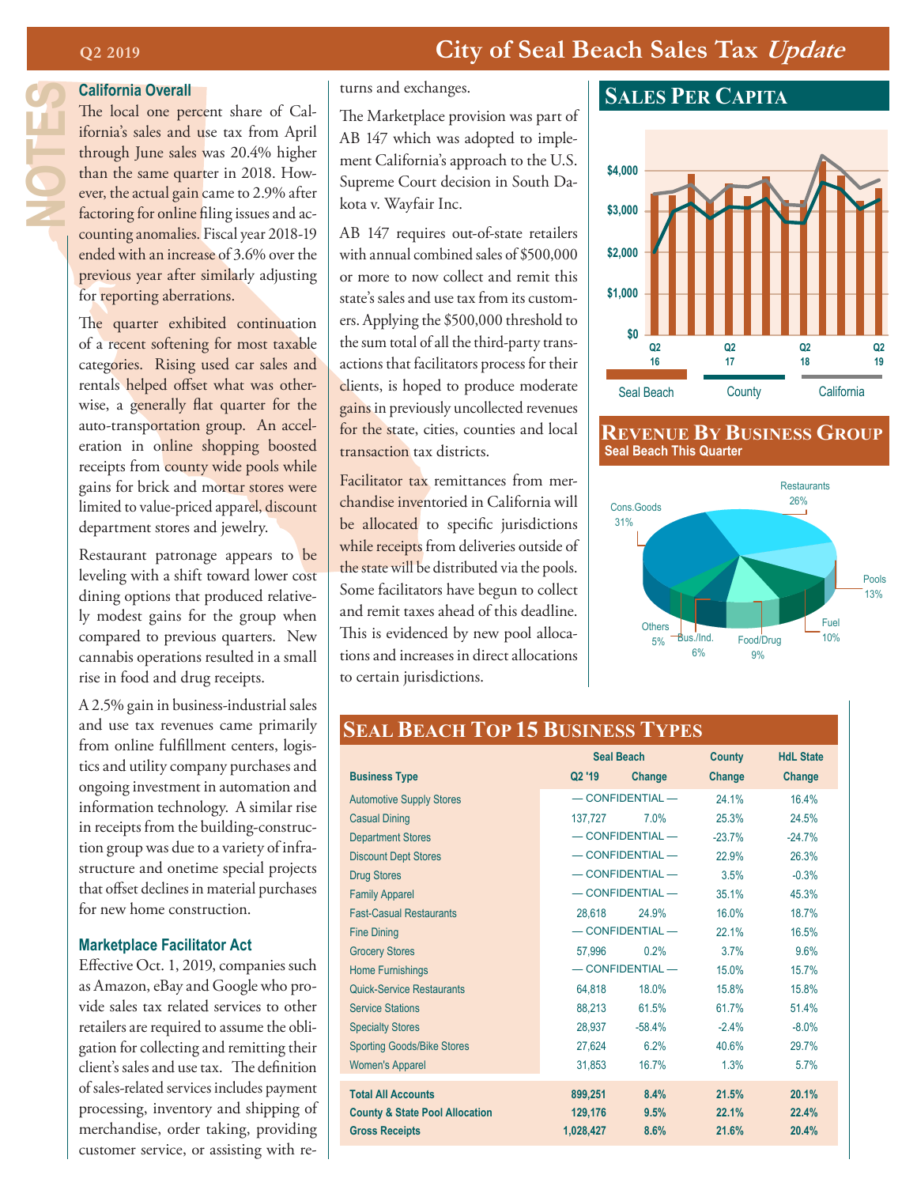# City of Seal Beach Sales Tax *Update*

Q2 2019

NOTES

### California Overall

The local one percent share of California's sales and use tax from April through June sales was 20.4% higher than the same quarter in 2018. However, the actual gain came to 2.9% after factoring for online filing issues and accounting anomalies. Fiscal year 2018-19 ended with an increase of 3.6% over the previous year after similarly adjusting for reporting aberrations.

The quarter exhibited continuation of a recent softening for most taxable categories. Rising used car sales and rentals helped offset what was otherwise, a generally flat quarter for the auto-transportation group. An acceleration in online shopping boosted receipts from county wide pools while gains for brick and mortar stores were limited to value-priced apparel, discount department stores and jewelry.

Restaurant patronage appears to be leveling with a shift toward lower cost dining options that produced relatively modest gains for the group when compared to previous quarters. New cannabis operations resulted in a small rise in food and drug receipts.

A 2.5% gain in business-industrial sales and use tax revenues came primarily from online fulfillment centers, logistics and utility company purchases and ongoing investment in automation and information technology. A similar rise in receipts from the building-construction group was due to a variety of infrastructure and onetime special projects that offset declines in material purchases for new home construction.

### Marketplace Facilitator Act

Effective Oct. 1, 2019, companies such as Amazon, eBay and Google who provide sales tax related services to other retailers are required to assume the obligation for collecting and remitting their client's sales and use tax. The definition of sales-related services includes payment processing, inventory and shipping of merchandise, order taking, providing customer service, or assisting with returns and exchanges.

The Marketplace provision was part of AB 147 which was adopted to implement California's approach to the U.S. Supreme Court decision in South Dakota v. Wayfair Inc.

AB 147 requires out-of-state retailers with annual combined sales of $500,000 or more to now collect and remit this state's sales and use tax from its customers. Applying the $500,000 threshold to the sum total of all the third-party transactions that facilitators process for their clients, is hoped to produce moderate gains in previously uncollected revenues for the state, cities, counties and local transaction tax districts.

Facilitator tax remittances from merchandise inventoried in California will be allocated to specific jurisdictions while receipts from deliveries outside of the state will be distributed via the pools. Some facilitators have begun to collect and remit taxes ahead of this deadline. This is evidenced by new pool allocations and increases in direct allocations to certain jurisdictions.

## Sales Per Capita

$4,000
$3,000
$2,000
$1,000
$0
Q2 16
Q2 17
Q2 18
Q2 19

Seal Beach
County
California

## Revenue By Business Group

Seal Beach This Quarter

Cons.Goods 31%
Restaurants 26%
Pools 13%
Fuel 10%
Food/Drug 9%
Bus./Ind. 6%
Others 5%

## Seal Beach Top 15 Business Types

| | Seal Beach | | County | HdL State |
|---|---|---|---|---|
| **Business Type** | **Q2 '19** | **Change** | **Change** | **Change** |
| Automotive Supply Stores | — CONFIDENTIAL — | | 24.1% | 16.4% |
| Casual Dining | 137,727 | 7.0% | 25.3% | 24.5% |
| Department Stores | — CONFIDENTIAL — | | -23.7% | -24.7% |
| Discount Dept Stores | — CONFIDENTIAL — | | 22.9% | 26.3% |
| Drug Stores | — CONFIDENTIAL — | | 3.5% | -0.3% |
| Family Apparel | — CONFIDENTIAL — | | 35.1% | 45.3% |
| Fast-Casual Restaurants | 28,618 | 24.9% | 16.0% | 18.7% |
| Fine Dining | — CONFIDENTIAL — | | 22.1% | 16.5% |
| Grocery Stores | 57,996 | 0.2% | 3.7% | 9.6% |
| Home Furnishings | — CONFIDENTIAL — | | 15.0% | 15.7% |
| Quick-Service Restaurants | 64,818 | 18.0% | 15.8% | 15.8% |
| Service Stations | 88,213 | 61.5% | 61.7% | 51.4% |
| Specialty Stores | 28,937 | -58.4% | -2.4% | -8.0% |
| Sporting Goods/Bike Stores | 27,624 | 6.2% | 40.6% | 29.7% |
| Women's Apparel | 31,853 | 16.7% | 1.3% | 5.7% |
| **Total All Accounts** | **899,251** | **8.4%** | **21.5%** | **20.1%** |
| **County & State Pool Allocation** | **129,176** | **9.5%** | **22.1%** | **22.4%** |
| **Gross Receipts** | **1,028,427** | **8.6%** | **21.6%** | **20.4%** |